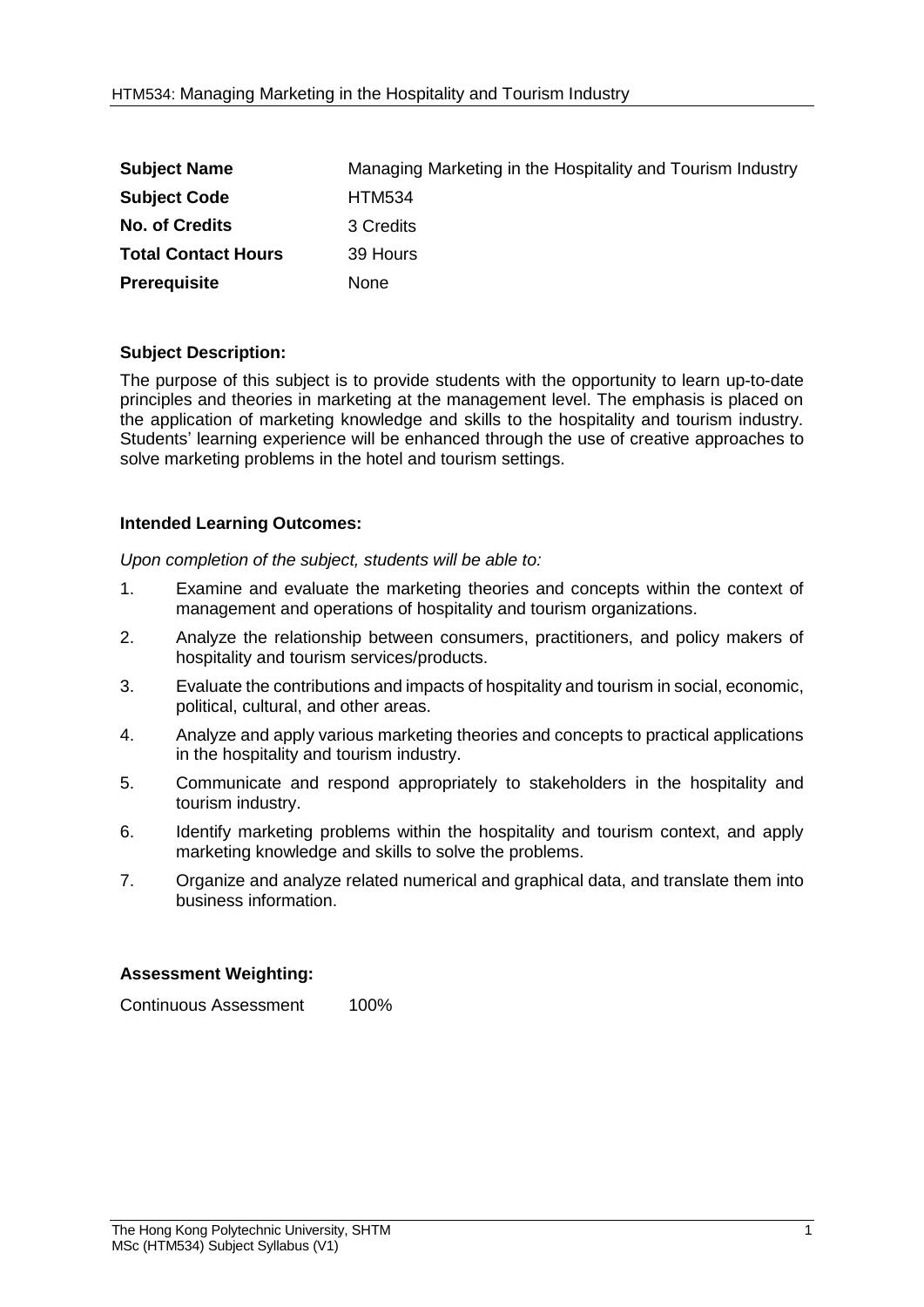| | |
|---|---|
| **Subject Name** | Managing Marketing in the Hospitality and Tourism Industry |
| **Subject Code** | HTM534 |
| **No. of Credits** | 3 Credits |
| **Total Contact Hours** | 39 Hours |
| **Prerequisite** | None |

**Subject Description:**

The purpose of this subject is to provide students with the opportunity to learn up-to-date principles and theories in marketing at the management level. The emphasis is placed on the application of marketing knowledge and skills to the hospitality and tourism industry. Students' learning experience will be enhanced through the use of creative approaches to solve marketing problems in the hotel and tourism settings.

**Intended Learning Outcomes:**

*Upon completion of the subject, students will be able to:*

1. Examine and evaluate the marketing theories and concepts within the context of management and operations of hospitality and tourism organizations.
2. Analyze the relationship between consumers, practitioners, and policy makers of hospitality and tourism services/products.
3. Evaluate the contributions and impacts of hospitality and tourism in social, economic, political, cultural, and other areas.
4. Analyze and apply various marketing theories and concepts to practical applications in the hospitality and tourism industry.
5. Communicate and respond appropriately to stakeholders in the hospitality and tourism industry.
6. Identify marketing problems within the hospitality and tourism context, and apply marketing knowledge and skills to solve the problems.
7. Organize and analyze related numerical and graphical data, and translate them into business information.

**Assessment Weighting:**

Continuous Assessment 100%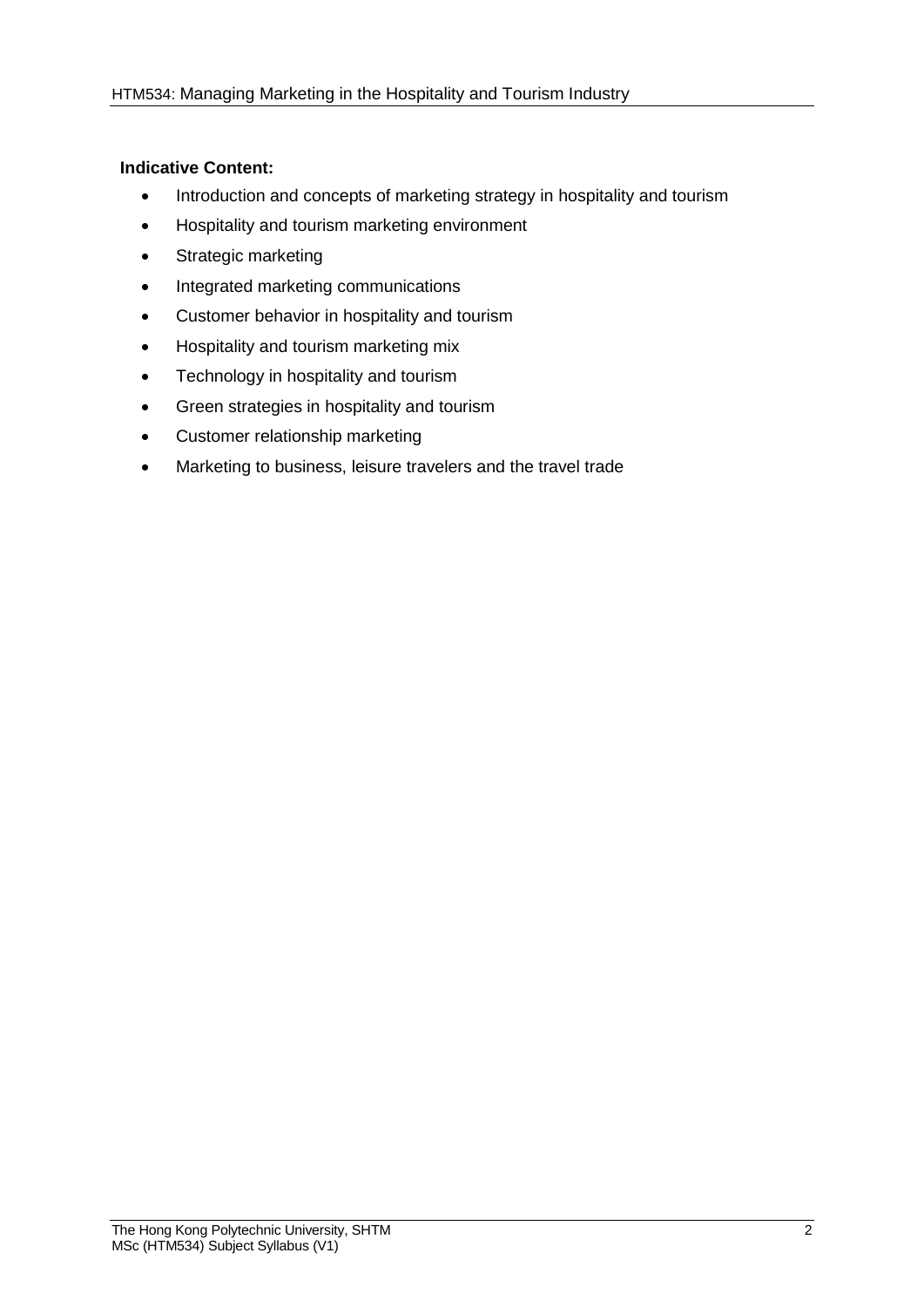**Indicative Content:**

- Introduction and concepts of marketing strategy in hospitality and tourism
- Hospitality and tourism marketing environment
- Strategic marketing
- Integrated marketing communications
- Customer behavior in hospitality and tourism
- Hospitality and tourism marketing mix
- Technology in hospitality and tourism
- Green strategies in hospitality and tourism
- Customer relationship marketing
- Marketing to business, leisure travelers and the travel trade